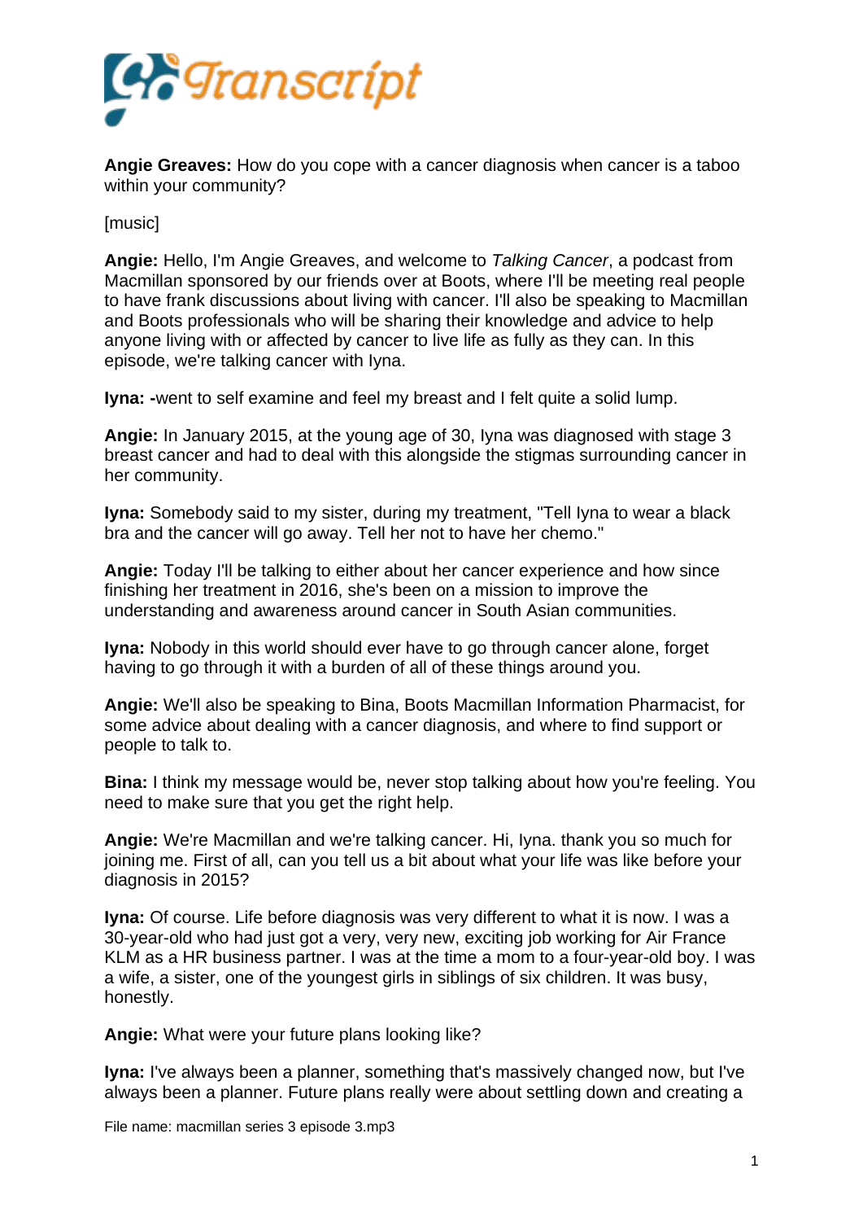**Angie Greaves:** How do you cope with a cancer diagnosis when cancer is a taboo within your community?

[music]

**Angie:** Hello, I'm Angie Greaves, and welcome to *Talking Cancer*, a podcast from Macmillan sponsored by our friends over at Boots, where I'll be meeting real people to have frank discussions about living with cancer. I'll also be speaking to Macmillan and Boots professionals who will be sharing their knowledge and advice to help anyone living with or affected by cancer to live life as fully as they can. In this episode, we're talking cancer with Iyna.

**Iyna: -**went to self examine and feel my breast and I felt quite a solid lump.

**Angie:** In January 2015, at the young age of 30, Iyna was diagnosed with stage 3 breast cancer and had to deal with this alongside the stigmas surrounding cancer in her community.

**Iyna:** Somebody said to my sister, during my treatment, "Tell Iyna to wear a black bra and the cancer will go away. Tell her not to have her chemo."

**Angie:** Today I'll be talking to either about her cancer experience and how since finishing her treatment in 2016, she's been on a mission to improve the understanding and awareness around cancer in South Asian communities.

**Iyna:** Nobody in this world should ever have to go through cancer alone, forget having to go through it with a burden of all of these things around you.

**Angie:** We'll also be speaking to Bina, Boots Macmillan Information Pharmacist, for some advice about dealing with a cancer diagnosis, and where to find support or people to talk to.

**Bina:** I think my message would be, never stop talking about how you're feeling. You need to make sure that you get the right help.

**Angie:** We're Macmillan and we're talking cancer. Hi, Iyna. thank you so much for joining me. First of all, can you tell us a bit about what your life was like before your diagnosis in 2015?

**Iyna:** Of course. Life before diagnosis was very different to what it is now. I was a 30-year-old who had just got a very, very new, exciting job working for Air France KLM as a HR business partner. I was at the time a mom to a four-year-old boy. I was a wife, a sister, one of the youngest girls in siblings of six children. It was busy, honestly.

**Angie:** What were your future plans looking like?

**Iyna:** I've always been a planner, something that's massively changed now, but I've always been a planner. Future plans really were about settling down and creating a

File name: macmillan series 3 episode 3.mp3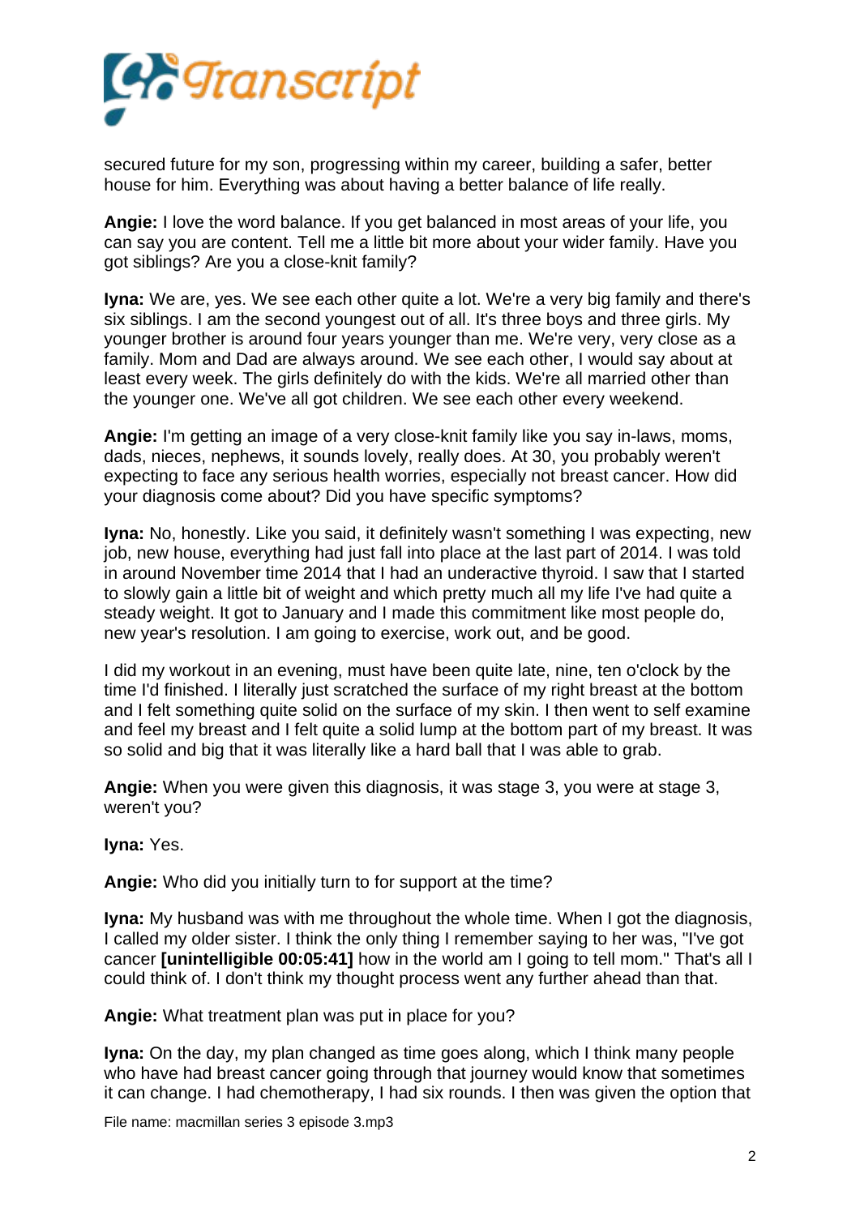secured future for my son, progressing within my career, building a safer, better house for him. Everything was about having a better balance of life really.

**Angie:** I love the word balance. If you get balanced in most areas of your life, you can say you are content. Tell me a little bit more about your wider family. Have you got siblings? Are you a close-knit family?

**Iyna:** We are, yes. We see each other quite a lot. We're a very big family and there's six siblings. I am the second youngest out of all. It's three boys and three girls. My younger brother is around four years younger than me. We're very, very close as a family. Mom and Dad are always around. We see each other, I would say about at least every week. The girls definitely do with the kids. We're all married other than the younger one. We've all got children. We see each other every weekend.

**Angie:** I'm getting an image of a very close-knit family like you say in-laws, moms, dads, nieces, nephews, it sounds lovely, really does. At 30, you probably weren't expecting to face any serious health worries, especially not breast cancer. How did your diagnosis come about? Did you have specific symptoms?

**Iyna:** No, honestly. Like you said, it definitely wasn't something I was expecting, new job, new house, everything had just fall into place at the last part of 2014. I was told in around November time 2014 that I had an underactive thyroid. I saw that I started to slowly gain a little bit of weight and which pretty much all my life I've had quite a steady weight. It got to January and I made this commitment like most people do, new year's resolution. I am going to exercise, work out, and be good.

I did my workout in an evening, must have been quite late, nine, ten o'clock by the time I'd finished. I literally just scratched the surface of my right breast at the bottom and I felt something quite solid on the surface of my skin. I then went to self examine and feel my breast and I felt quite a solid lump at the bottom part of my breast. It was so solid and big that it was literally like a hard ball that I was able to grab.

**Angie:** When you were given this diagnosis, it was stage 3, you were at stage 3, weren't you?

**Iyna:** Yes.

**Angie:** Who did you initially turn to for support at the time?

**Iyna:** My husband was with me throughout the whole time. When I got the diagnosis, I called my older sister. I think the only thing I remember saying to her was, "I've got cancer **[unintelligible 00:05:41]** how in the world am I going to tell mom." That's all I could think of. I don't think my thought process went any further ahead than that.

**Angie:** What treatment plan was put in place for you?

**Iyna:** On the day, my plan changed as time goes along, which I think many people who have had breast cancer going through that journey would know that sometimes it can change. I had chemotherapy, I had six rounds. I then was given the option that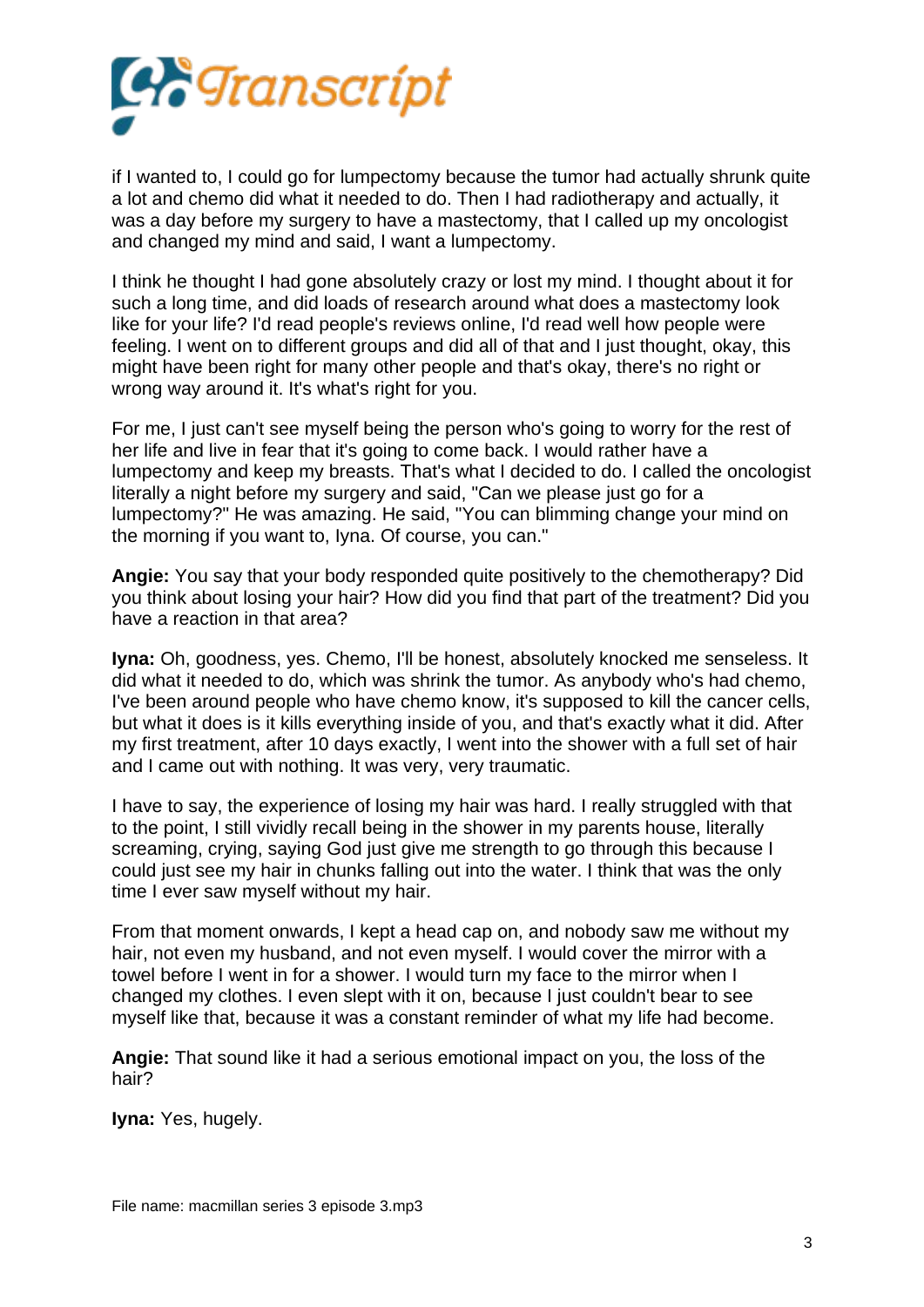if I wanted to, I could go for lumpectomy because the tumor had actually shrunk quite a lot and chemo did what it needed to do. Then I had radiotherapy and actually, it was a day before my surgery to have a mastectomy, that I called up my oncologist and changed my mind and said, I want a lumpectomy.

I think he thought I had gone absolutely crazy or lost my mind. I thought about it for such a long time, and did loads of research around what does a mastectomy look like for your life? I'd read people's reviews online, I'd read well how people were feeling. I went on to different groups and did all of that and I just thought, okay, this might have been right for many other people and that's okay, there's no right or wrong way around it. It's what's right for you.

For me, I just can't see myself being the person who's going to worry for the rest of her life and live in fear that it's going to come back. I would rather have a lumpectomy and keep my breasts. That's what I decided to do. I called the oncologist literally a night before my surgery and said, "Can we please just go for a lumpectomy?" He was amazing. He said, "You can blimming change your mind on the morning if you want to, Iyna. Of course, you can."

**Angie:** You say that your body responded quite positively to the chemotherapy? Did you think about losing your hair? How did you find that part of the treatment? Did you have a reaction in that area?

**Iyna:** Oh, goodness, yes. Chemo, I'll be honest, absolutely knocked me senseless. It did what it needed to do, which was shrink the tumor. As anybody who's had chemo, I've been around people who have chemo know, it's supposed to kill the cancer cells, but what it does is it kills everything inside of you, and that's exactly what it did. After my first treatment, after 10 days exactly, I went into the shower with a full set of hair and I came out with nothing. It was very, very traumatic.

I have to say, the experience of losing my hair was hard. I really struggled with that to the point, I still vividly recall being in the shower in my parents house, literally screaming, crying, saying God just give me strength to go through this because I could just see my hair in chunks falling out into the water. I think that was the only time I ever saw myself without my hair.

From that moment onwards, I kept a head cap on, and nobody saw me without my hair, not even my husband, and not even myself. I would cover the mirror with a towel before I went in for a shower. I would turn my face to the mirror when I changed my clothes. I even slept with it on, because I just couldn't bear to see myself like that, because it was a constant reminder of what my life had become.

**Angie:** That sound like it had a serious emotional impact on you, the loss of the hair?

**Iyna:** Yes, hugely.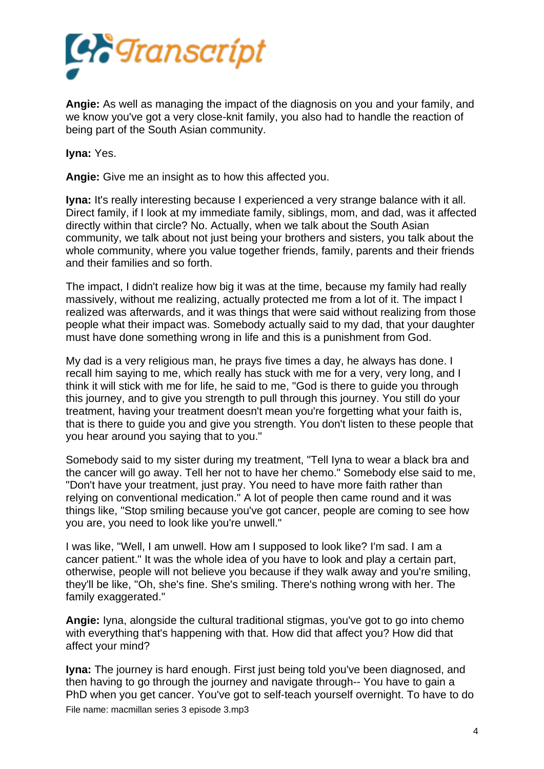**Angie:** As well as managing the impact of the diagnosis on you and your family, and we know you've got a very close-knit family, you also had to handle the reaction of being part of the South Asian community.

**Iyna:** Yes.

**Angie:** Give me an insight as to how this affected you.

**Iyna:** It's really interesting because I experienced a very strange balance with it all. Direct family, if I look at my immediate family, siblings, mom, and dad, was it affected directly within that circle? No. Actually, when we talk about the South Asian community, we talk about not just being your brothers and sisters, you talk about the whole community, where you value together friends, family, parents and their friends and their families and so forth.

The impact, I didn't realize how big it was at the time, because my family had really massively, without me realizing, actually protected me from a lot of it. The impact I realized was afterwards, and it was things that were said without realizing from those people what their impact was. Somebody actually said to my dad, that your daughter must have done something wrong in life and this is a punishment from God.

My dad is a very religious man, he prays five times a day, he always has done. I recall him saying to me, which really has stuck with me for a very, very long, and I think it will stick with me for life, he said to me, "God is there to guide you through this journey, and to give you strength to pull through this journey. You still do your treatment, having your treatment doesn't mean you're forgetting what your faith is, that is there to guide you and give you strength. You don't listen to these people that you hear around you saying that to you."

Somebody said to my sister during my treatment, "Tell Iyna to wear a black bra and the cancer will go away. Tell her not to have her chemo." Somebody else said to me, "Don't have your treatment, just pray. You need to have more faith rather than relying on conventional medication." A lot of people then came round and it was things like, "Stop smiling because you've got cancer, people are coming to see how you are, you need to look like you're unwell."

I was like, "Well, I am unwell. How am I supposed to look like? I'm sad. I am a cancer patient." It was the whole idea of you have to look and play a certain part, otherwise, people will not believe you because if they walk away and you're smiling, they'll be like, "Oh, she's fine. She's smiling. There's nothing wrong with her. The family exaggerated."

**Angie:** Iyna, alongside the cultural traditional stigmas, you've got to go into chemo with everything that's happening with that. How did that affect you? How did that affect your mind?

**Iyna:** The journey is hard enough. First just being told you've been diagnosed, and then having to go through the journey and navigate through-- You have to gain a PhD when you get cancer. You've got to self-teach yourself overnight. To have to do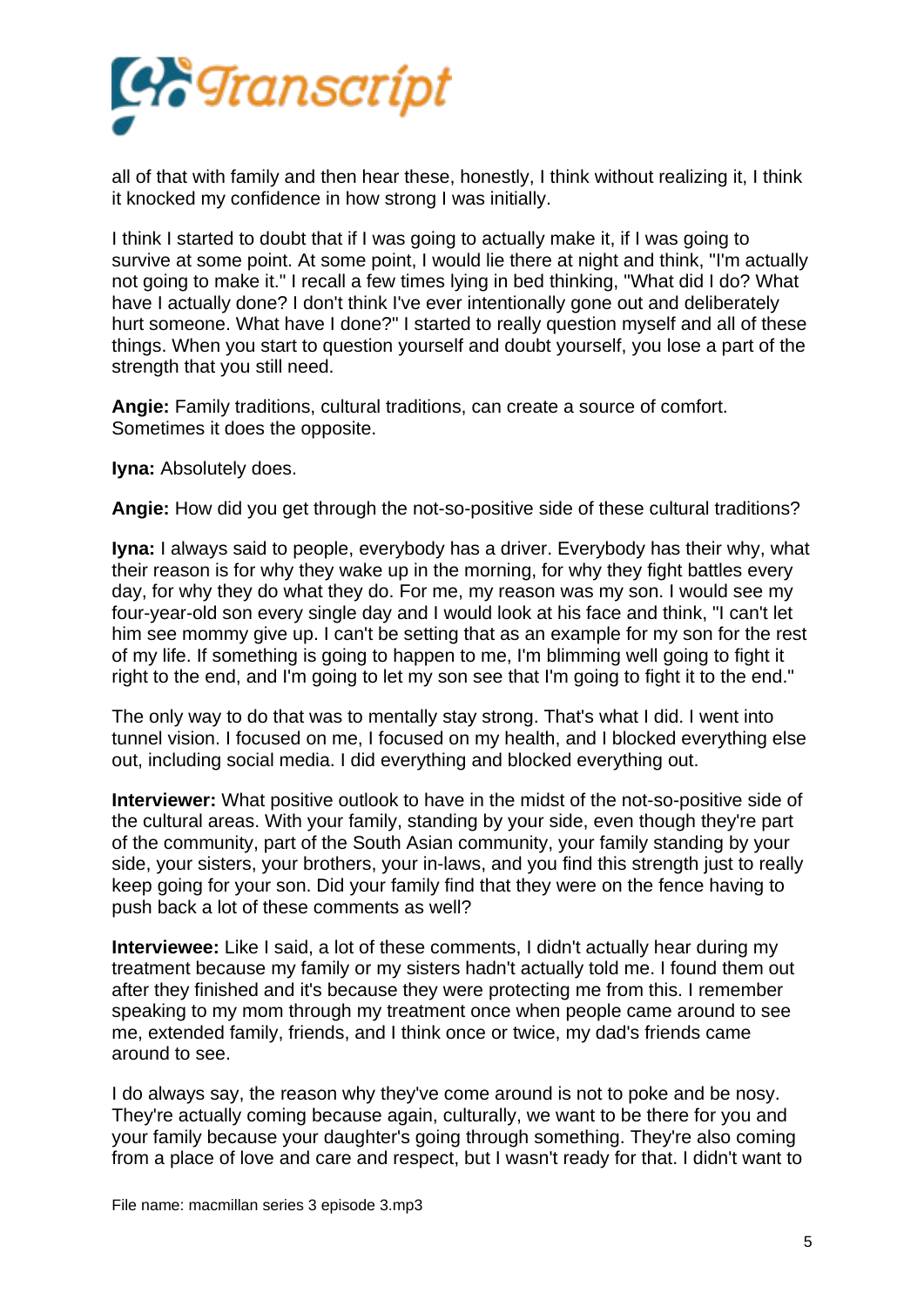all of that with family and then hear these, honestly, I think without realizing it, I think it knocked my confidence in how strong I was initially.

I think I started to doubt that if I was going to actually make it, if I was going to survive at some point. At some point, I would lie there at night and think, "I'm actually not going to make it." I recall a few times lying in bed thinking, "What did I do? What have I actually done? I don't think I've ever intentionally gone out and deliberately hurt someone. What have I done?" I started to really question myself and all of these things. When you start to question yourself and doubt yourself, you lose a part of the strength that you still need.

**Angie:** Family traditions, cultural traditions, can create a source of comfort. Sometimes it does the opposite.

**Iyna:** Absolutely does.

**Angie:** How did you get through the not-so-positive side of these cultural traditions?

**Iyna:** I always said to people, everybody has a driver. Everybody has their why, what their reason is for why they wake up in the morning, for why they fight battles every day, for why they do what they do. For me, my reason was my son. I would see my four-year-old son every single day and I would look at his face and think, "I can't let him see mommy give up. I can't be setting that as an example for my son for the rest of my life. If something is going to happen to me, I'm blimming well going to fight it right to the end, and I'm going to let my son see that I'm going to fight it to the end."

The only way to do that was to mentally stay strong. That's what I did. I went into tunnel vision. I focused on me, I focused on my health, and I blocked everything else out, including social media. I did everything and blocked everything out.

**Interviewer:** What positive outlook to have in the midst of the not-so-positive side of the cultural areas. With your family, standing by your side, even though they're part of the community, part of the South Asian community, your family standing by your side, your sisters, your brothers, your in-laws, and you find this strength just to really keep going for your son. Did your family find that they were on the fence having to push back a lot of these comments as well?

**Interviewee:** Like I said, a lot of these comments, I didn't actually hear during my treatment because my family or my sisters hadn't actually told me. I found them out after they finished and it's because they were protecting me from this. I remember speaking to my mom through my treatment once when people came around to see me, extended family, friends, and I think once or twice, my dad's friends came around to see.

I do always say, the reason why they've come around is not to poke and be nosy. They're actually coming because again, culturally, we want to be there for you and your family because your daughter's going through something. They're also coming from a place of love and care and respect, but I wasn't ready for that. I didn't want to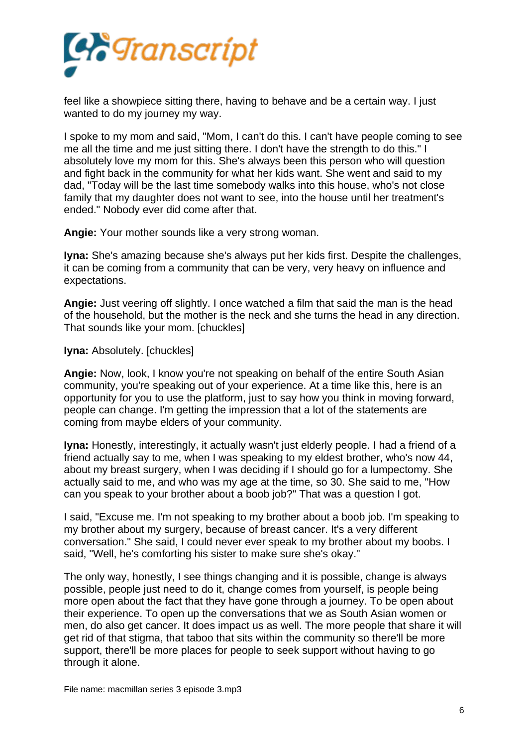feel like a showpiece sitting there, having to behave and be a certain way. I just wanted to do my journey my way.

I spoke to my mom and said, "Mom, I can't do this. I can't have people coming to see me all the time and me just sitting there. I don't have the strength to do this." I absolutely love my mom for this. She's always been this person who will question and fight back in the community for what her kids want. She went and said to my dad, "Today will be the last time somebody walks into this house, who's not close family that my daughter does not want to see, into the house until her treatment's ended." Nobody ever did come after that.

**Angie:** Your mother sounds like a very strong woman.

**Iyna:** She's amazing because she's always put her kids first. Despite the challenges, it can be coming from a community that can be very, very heavy on influence and expectations.

**Angie:** Just veering off slightly. I once watched a film that said the man is the head of the household, but the mother is the neck and she turns the head in any direction. That sounds like your mom. [chuckles]

**Iyna:** Absolutely. [chuckles]

**Angie:** Now, look, I know you're not speaking on behalf of the entire South Asian community, you're speaking out of your experience. At a time like this, here is an opportunity for you to use the platform, just to say how you think in moving forward, people can change. I'm getting the impression that a lot of the statements are coming from maybe elders of your community.

**Iyna:** Honestly, interestingly, it actually wasn't just elderly people. I had a friend of a friend actually say to me, when I was speaking to my eldest brother, who's now 44, about my breast surgery, when I was deciding if I should go for a lumpectomy. She actually said to me, and who was my age at the time, so 30. She said to me, "How can you speak to your brother about a boob job?" That was a question I got.

I said, "Excuse me. I'm not speaking to my brother about a boob job. I'm speaking to my brother about my surgery, because of breast cancer. It's a very different conversation." She said, I could never ever speak to my brother about my boobs. I said, "Well, he's comforting his sister to make sure she's okay."

The only way, honestly, I see things changing and it is possible, change is always possible, people just need to do it, change comes from yourself, is people being more open about the fact that they have gone through a journey. To be open about their experience. To open up the conversations that we as South Asian women or men, do also get cancer. It does impact us as well. The more people that share it will get rid of that stigma, that taboo that sits within the community so there'll be more support, there'll be more places for people to seek support without having to go through it alone.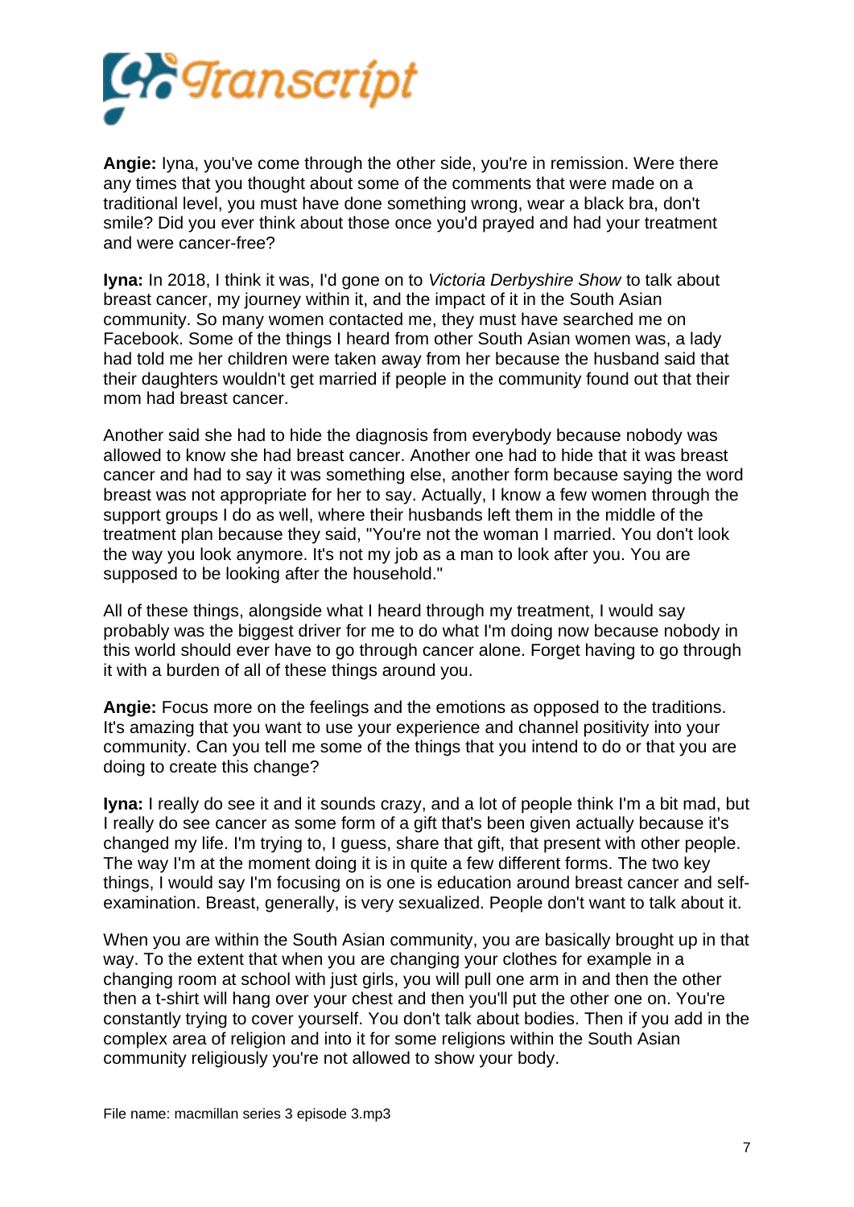**Angie:** Iyna, you've come through the other side, you're in remission. Were there any times that you thought about some of the comments that were made on a traditional level, you must have done something wrong, wear a black bra, don't smile? Did you ever think about those once you'd prayed and had your treatment and were cancer-free?

**Iyna:** In 2018, I think it was, I'd gone on to *Victoria Derbyshire Show* to talk about breast cancer, my journey within it, and the impact of it in the South Asian community. So many women contacted me, they must have searched me on Facebook. Some of the things I heard from other South Asian women was, a lady had told me her children were taken away from her because the husband said that their daughters wouldn't get married if people in the community found out that their mom had breast cancer.

Another said she had to hide the diagnosis from everybody because nobody was allowed to know she had breast cancer. Another one had to hide that it was breast cancer and had to say it was something else, another form because saying the word breast was not appropriate for her to say. Actually, I know a few women through the support groups I do as well, where their husbands left them in the middle of the treatment plan because they said, "You're not the woman I married. You don't look the way you look anymore. It's not my job as a man to look after you. You are supposed to be looking after the household."

All of these things, alongside what I heard through my treatment, I would say probably was the biggest driver for me to do what I'm doing now because nobody in this world should ever have to go through cancer alone. Forget having to go through it with a burden of all of these things around you.

**Angie:** Focus more on the feelings and the emotions as opposed to the traditions. It's amazing that you want to use your experience and channel positivity into your community. Can you tell me some of the things that you intend to do or that you are doing to create this change?

**Iyna:** I really do see it and it sounds crazy, and a lot of people think I'm a bit mad, but I really do see cancer as some form of a gift that's been given actually because it's changed my life. I'm trying to, I guess, share that gift, that present with other people. The way I'm at the moment doing it is in quite a few different forms. The two key things, I would say I'm focusing on is one is education around breast cancer and self-examination. Breast, generally, is very sexualized. People don't want to talk about it.

When you are within the South Asian community, you are basically brought up in that way. To the extent that when you are changing your clothes for example in a changing room at school with just girls, you will pull one arm in and then the other then a t-shirt will hang over your chest and then you'll put the other one on. You're constantly trying to cover yourself. You don't talk about bodies. Then if you add in the complex area of religion and into it for some religions within the South Asian community religiously you're not allowed to show your body.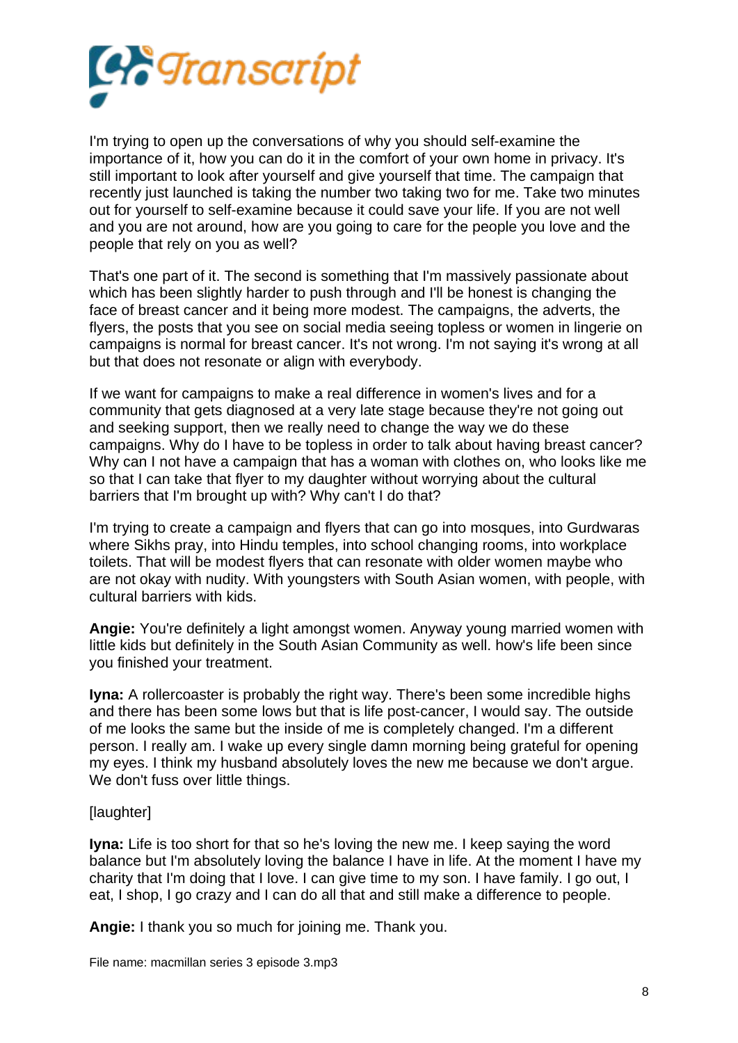I'm trying to open up the conversations of why you should self-examine the importance of it, how you can do it in the comfort of your own home in privacy. It's still important to look after yourself and give yourself that time. The campaign that recently just launched is taking the number two taking two for me. Take two minutes out for yourself to self-examine because it could save your life. If you are not well and you are not around, how are you going to care for the people you love and the people that rely on you as well?

That's one part of it. The second is something that I'm massively passionate about which has been slightly harder to push through and I'll be honest is changing the face of breast cancer and it being more modest. The campaigns, the adverts, the flyers, the posts that you see on social media seeing topless or women in lingerie on campaigns is normal for breast cancer. It's not wrong. I'm not saying it's wrong at all but that does not resonate or align with everybody.

If we want for campaigns to make a real difference in women's lives and for a community that gets diagnosed at a very late stage because they're not going out and seeking support, then we really need to change the way we do these campaigns. Why do I have to be topless in order to talk about having breast cancer? Why can I not have a campaign that has a woman with clothes on, who looks like me so that I can take that flyer to my daughter without worrying about the cultural barriers that I'm brought up with? Why can't I do that?

I'm trying to create a campaign and flyers that can go into mosques, into Gurdwaras where Sikhs pray, into Hindu temples, into school changing rooms, into workplace toilets. That will be modest flyers that can resonate with older women maybe who are not okay with nudity. With youngsters with South Asian women, with people, with cultural barriers with kids.

**Angie:** You're definitely a light amongst women. Anyway young married women with little kids but definitely in the South Asian Community as well. how's life been since you finished your treatment.

**Iyna:** A rollercoaster is probably the right way. There's been some incredible highs and there has been some lows but that is life post-cancer, I would say. The outside of me looks the same but the inside of me is completely changed. I'm a different person. I really am. I wake up every single damn morning being grateful for opening my eyes. I think my husband absolutely loves the new me because we don't argue. We don't fuss over little things.

[laughter]

**Iyna:** Life is too short for that so he's loving the new me. I keep saying the word balance but I'm absolutely loving the balance I have in life. At the moment I have my charity that I'm doing that I love. I can give time to my son. I have family. I go out, I eat, I shop, I go crazy and I can do all that and still make a difference to people.

**Angie:** I thank you so much for joining me. Thank you.

File name: macmillan series 3 episode 3.mp3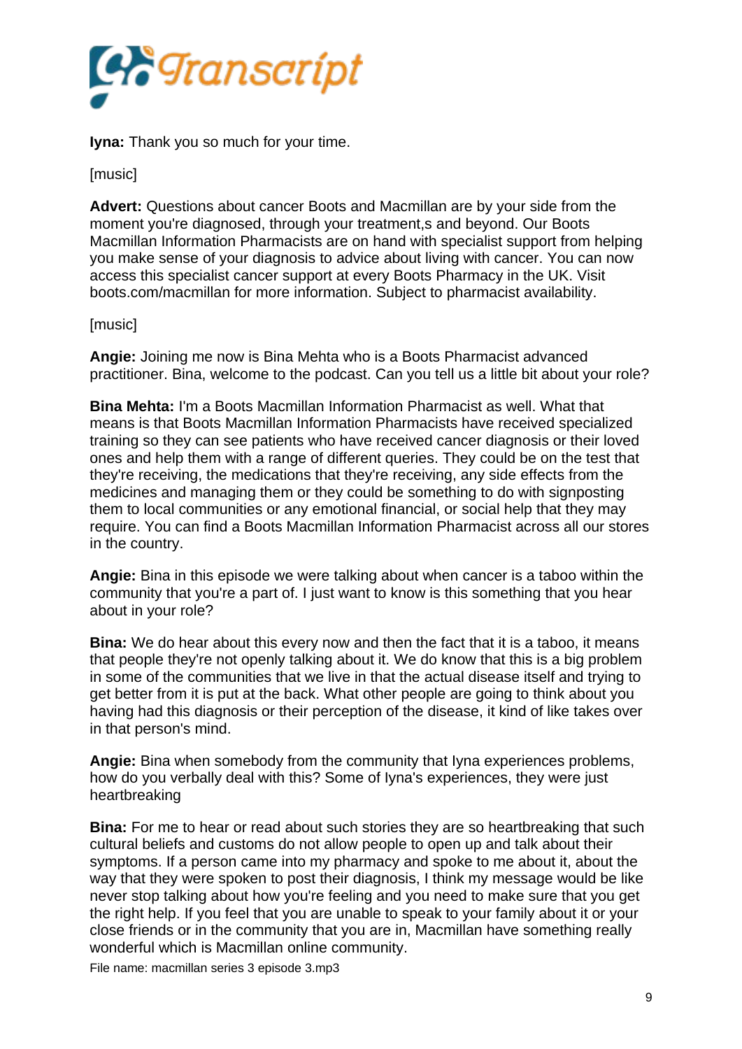**Iyna:** Thank you so much for your time.

[music]

**Advert:** Questions about cancer Boots and Macmillan are by your side from the moment you're diagnosed, through your treatment,s and beyond. Our Boots Macmillan Information Pharmacists are on hand with specialist support from helping you make sense of your diagnosis to advice about living with cancer. You can now access this specialist cancer support at every Boots Pharmacy in the UK. Visit boots.com/macmillan for more information. Subject to pharmacist availability.

[music]

**Angie:** Joining me now is Bina Mehta who is a Boots Pharmacist advanced practitioner. Bina, welcome to the podcast. Can you tell us a little bit about your role?

**Bina Mehta:** I'm a Boots Macmillan Information Pharmacist as well. What that means is that Boots Macmillan Information Pharmacists have received specialized training so they can see patients who have received cancer diagnosis or their loved ones and help them with a range of different queries. They could be on the test that they're receiving, the medications that they're receiving, any side effects from the medicines and managing them or they could be something to do with signposting them to local communities or any emotional financial, or social help that they may require. You can find a Boots Macmillan Information Pharmacist across all our stores in the country.

**Angie:** Bina in this episode we were talking about when cancer is a taboo within the community that you're a part of. I just want to know is this something that you hear about in your role?

**Bina:** We do hear about this every now and then the fact that it is a taboo, it means that people they're not openly talking about it. We do know that this is a big problem in some of the communities that we live in that the actual disease itself and trying to get better from it is put at the back. What other people are going to think about you having had this diagnosis or their perception of the disease, it kind of like takes over in that person's mind.

**Angie:** Bina when somebody from the community that Iyna experiences problems, how do you verbally deal with this? Some of Iyna's experiences, they were just heartbreaking

**Bina:** For me to hear or read about such stories they are so heartbreaking that such cultural beliefs and customs do not allow people to open up and talk about their symptoms. If a person came into my pharmacy and spoke to me about it, about the way that they were spoken to post their diagnosis, I think my message would be like never stop talking about how you're feeling and you need to make sure that you get the right help. If you feel that you are unable to speak to your family about it or your close friends or in the community that you are in, Macmillan have something really wonderful which is Macmillan online community.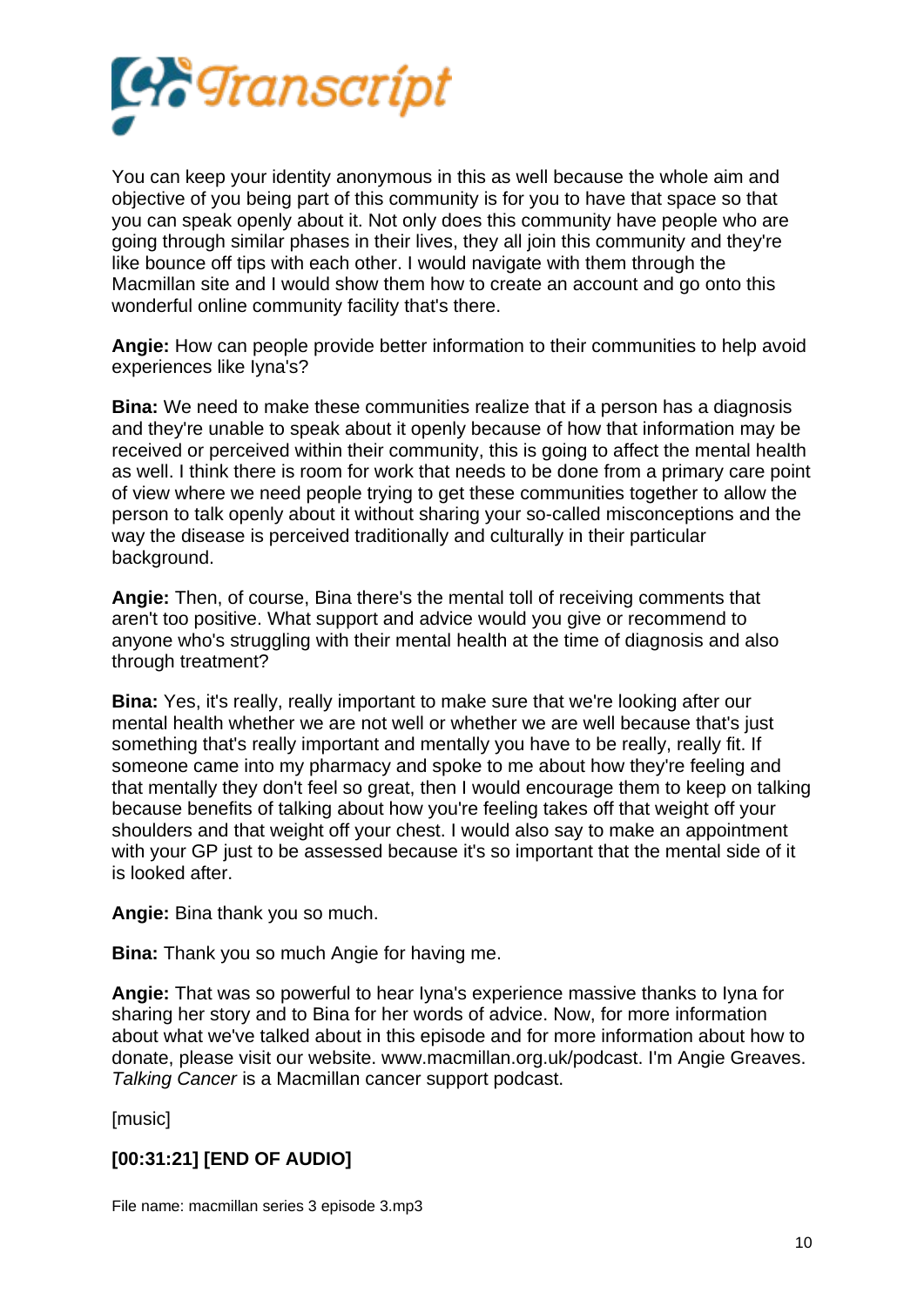You can keep your identity anonymous in this as well because the whole aim and objective of you being part of this community is for you to have that space so that you can speak openly about it. Not only does this community have people who are going through similar phases in their lives, they all join this community and they're like bounce off tips with each other. I would navigate with them through the Macmillan site and I would show them how to create an account and go onto this wonderful online community facility that's there.

**Angie:** How can people provide better information to their communities to help avoid experiences like Iyna's?

**Bina:** We need to make these communities realize that if a person has a diagnosis and they're unable to speak about it openly because of how that information may be received or perceived within their community, this is going to affect the mental health as well. I think there is room for work that needs to be done from a primary care point of view where we need people trying to get these communities together to allow the person to talk openly about it without sharing your so-called misconceptions and the way the disease is perceived traditionally and culturally in their particular background.

**Angie:** Then, of course, Bina there's the mental toll of receiving comments that aren't too positive. What support and advice would you give or recommend to anyone who's struggling with their mental health at the time of diagnosis and also through treatment?

**Bina:** Yes, it's really, really important to make sure that we're looking after our mental health whether we are not well or whether we are well because that's just something that's really important and mentally you have to be really, really fit. If someone came into my pharmacy and spoke to me about how they're feeling and that mentally they don't feel so great, then I would encourage them to keep on talking because benefits of talking about how you're feeling takes off that weight off your shoulders and that weight off your chest. I would also say to make an appointment with your GP just to be assessed because it's so important that the mental side of it is looked after.

**Angie:** Bina thank you so much.

**Bina:** Thank you so much Angie for having me.

**Angie:** That was so powerful to hear Iyna's experience massive thanks to Iyna for sharing her story and to Bina for her words of advice. Now, for more information about what we've talked about in this episode and for more information about how to donate, please visit our website. www.macmillan.org.uk/podcast. I'm Angie Greaves. *Talking Cancer* is a Macmillan cancer support podcast.

[music]

**[00:31:21] [END OF AUDIO]**

File name: macmillan series 3 episode 3.mp3